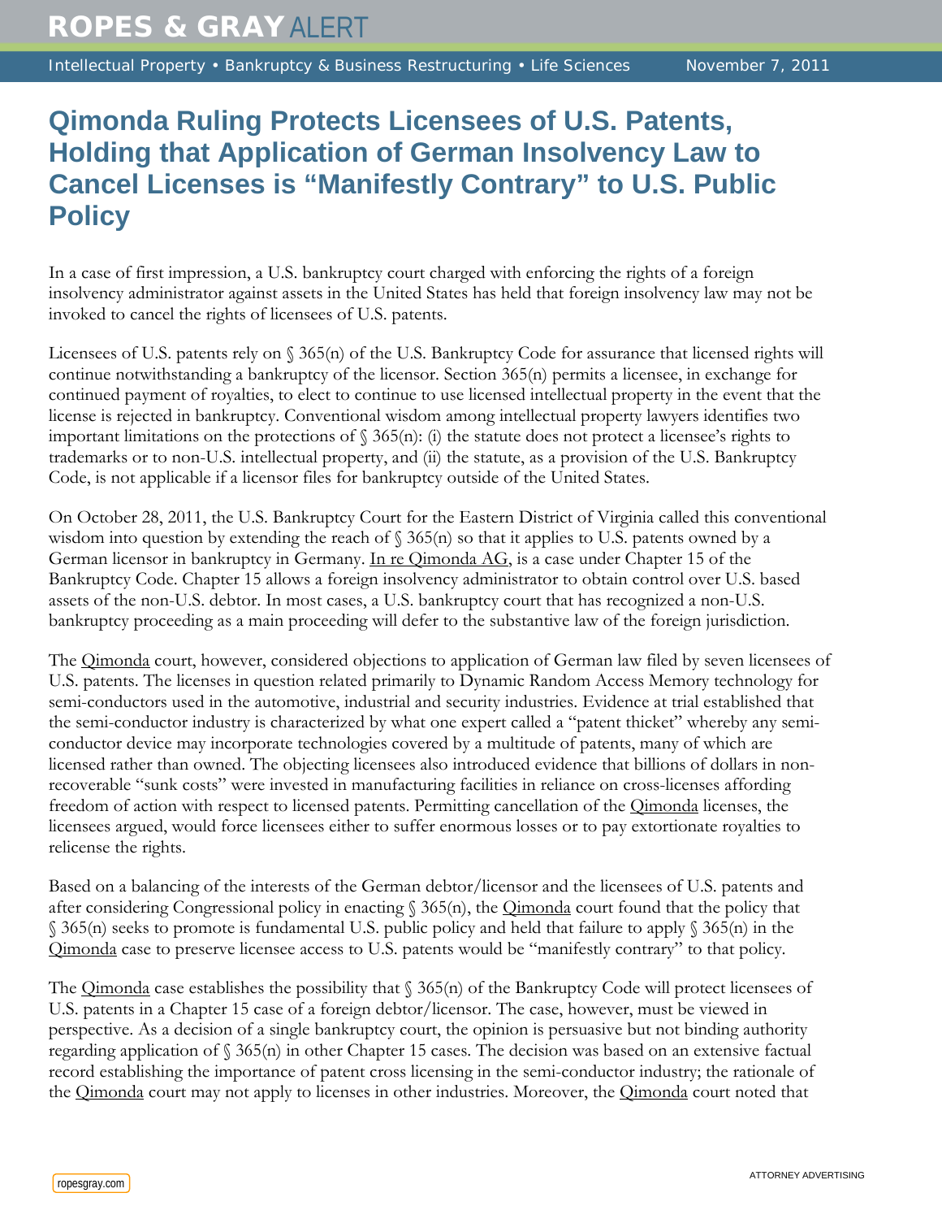# Qimonda Ruling Protects Licensees of U.S. Patents, Holding that Application of German Insolvency Law to Cancel Licenses is "Manifestly Contrary" to U.S. Public Policy

In a case of first impression, a U.S. bankruptcy court charged with enforcing the rights of a foreign insolvency administrator against assets in the United States has held that foreign insolvency law may not be invoked to cancel the rights of licensees of U.S. patents.

Licensees of U.S. patents rely on § 365(n) of the U.S. Bankruptcy Code for assurance that licensed rights will continue notwithstanding a bankruptcy of the licensor. Section 365(n) permits a licensee, in exchange for continued payment of royalties, to elect to continue to use licensed intellectual property in the event that the license is rejected in bankruptcy. Conventional wisdom among intellectual property lawyers identifies two important limitations on the protections of § 365(n): (i) the statute does not protect a licensee's rights to trademarks or to non-U.S. intellectual property, and (ii) the statute, as a provision of the U.S. Bankruptcy Code, is not applicable if a licensor files for bankruptcy outside of the United States.

On October 28, 2011, the U.S. Bankruptcy Court for the Eastern District of Virginia called this conventional wisdom into question by extending the reach of § 365(n) so that it applies to U.S. patents owned by a German licensor in bankruptcy in Germany. In re Qimonda AG, is a case under Chapter 15 of the Bankruptcy Code. Chapter 15 allows a foreign insolvency administrator to obtain control over U.S. based assets of the non-U.S. debtor. In most cases, a U.S. bankruptcy court that has recognized a non-U.S. bankruptcy proceeding as a main proceeding will defer to the substantive law of the foreign jurisdiction.

The Qimonda court, however, considered objections to application of German law filed by seven licensees of U.S. patents. The licenses in question related primarily to Dynamic Random Access Memory technology for semi-conductors used in the automotive, industrial and security industries. Evidence at trial established that the semi-conductor industry is characterized by what one expert called a "patent thicket" whereby any semi-conductor device may incorporate technologies covered by a multitude of patents, many of which are licensed rather than owned. The objecting licensees also introduced evidence that billions of dollars in non-recoverable "sunk costs" were invested in manufacturing facilities in reliance on cross-licenses affording freedom of action with respect to licensed patents. Permitting cancellation of the Qimonda licenses, the licensees argued, would force licensees either to suffer enormous losses or to pay extortionate royalties to relicense the rights.

Based on a balancing of the interests of the German debtor/licensor and the licensees of U.S. patents and after considering Congressional policy in enacting § 365(n), the Qimonda court found that the policy that § 365(n) seeks to promote is fundamental U.S. public policy and held that failure to apply § 365(n) in the Qimonda case to preserve licensee access to U.S. patents would be "manifestly contrary" to that policy.

The Qimonda case establishes the possibility that § 365(n) of the Bankruptcy Code will protect licensees of U.S. patents in a Chapter 15 case of a foreign debtor/licensor. The case, however, must be viewed in perspective. As a decision of a single bankruptcy court, the opinion is persuasive but not binding authority regarding application of § 365(n) in other Chapter 15 cases. The decision was based on an extensive factual record establishing the importance of patent cross licensing in the semi-conductor industry; the rationale of the Qimonda court may not apply to licenses in other industries. Moreover, the Qimonda court noted that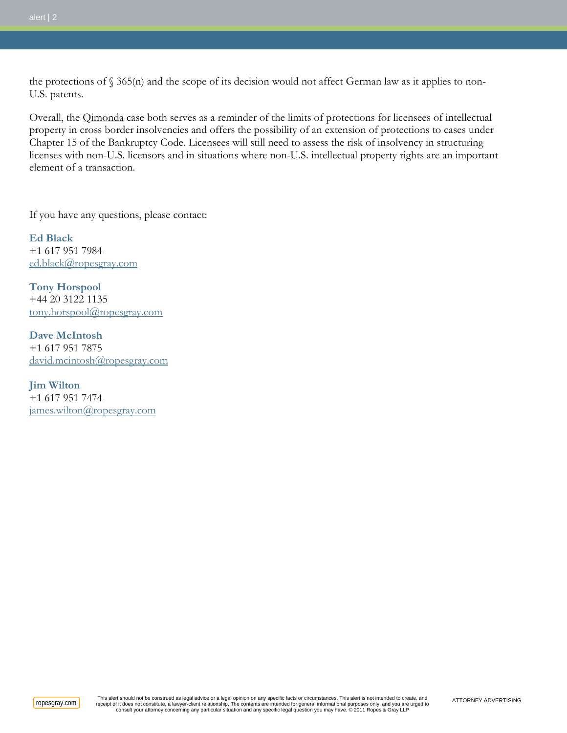the protections of § 365(n) and the scope of its decision would not affect German law as it applies to non-U.S. patents.

Overall, the Qimonda case both serves as a reminder of the limits of protections for licensees of intellectual property in cross border insolvencies and offers the possibility of an extension of protections to cases under Chapter 15 of the Bankruptcy Code. Licensees will still need to assess the risk of insolvency in structuring licenses with non-U.S. licensors and in situations where non-U.S. intellectual property rights are an important element of a transaction.

If you have any questions, please contact:

**Ed Black**
+1 617 951 7984
ed.black@ropesgray.com

**Tony Horspool**
+44 20 3122 1135
tony.horspool@ropesgray.com

**Dave McIntosh**
+1 617 951 7875
david.mcintosh@ropesgray.com

**Jim Wilton**
+1 617 951 7474
james.wilton@ropesgray.com

ropesgray.com

This alert should not be construed as legal advice or a legal opinion on any specific facts or circumstances. This alert is not intended to create, and receipt of it does not constitute, a lawyer-client relationship. The contents are intended for general informational purposes only, and you are urged to consult your attorney concerning any particular situation and any specific legal question you may have. © 2011 Ropes & Gray LLP

ATTORNEY ADVERTISING